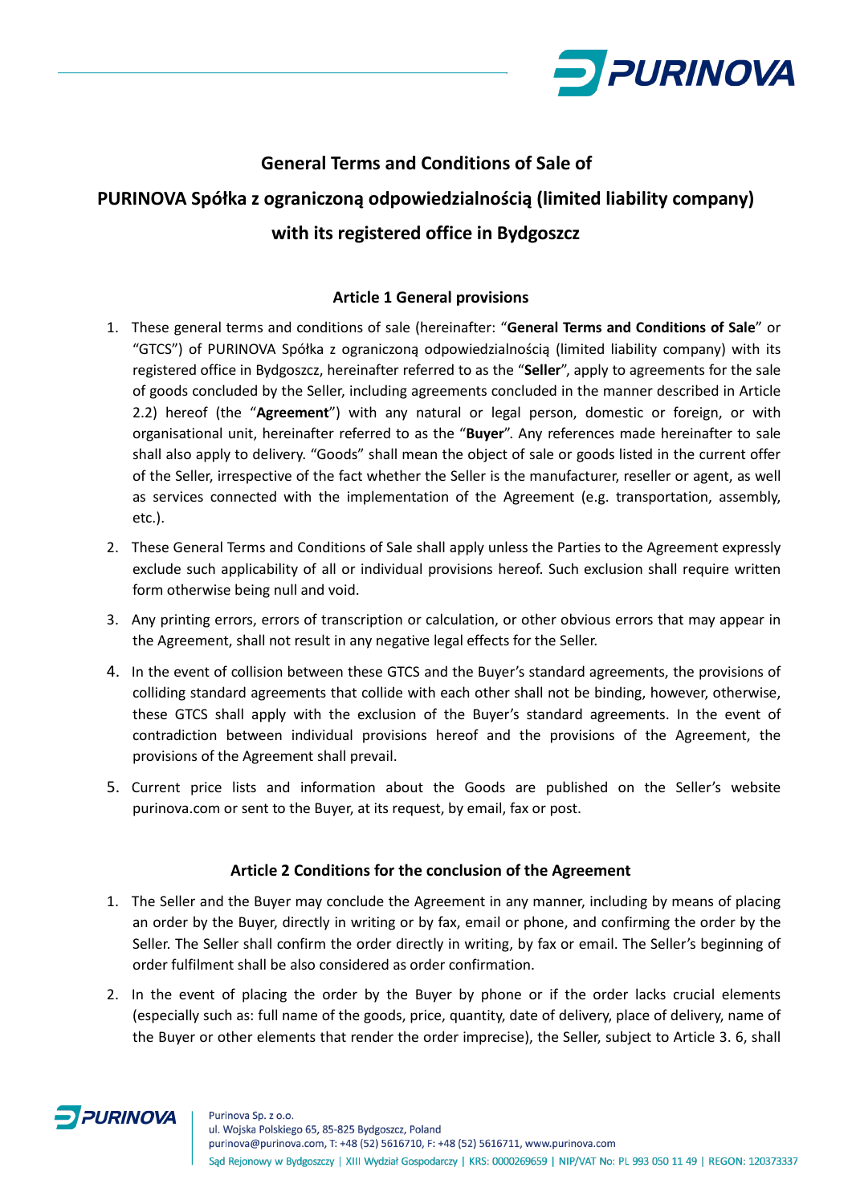# General Terms and Conditions of Sale of PURINOVA Spółka z ograniczoną odpowiedzialnością (limited liability company) with its registered office in Bydgoszcz

## Article 1 General provisions

1. These general terms and conditions of sale (hereinafter: "**General Terms and Conditions of Sale**" or "GTCS") of PURINOVA Spółka z ograniczoną odpowiedzialnością (limited liability company) with its registered office in Bydgoszcz, hereinafter referred to as the "**Seller**", apply to agreements for the sale of goods concluded by the Seller, including agreements concluded in the manner described in Article 2.2) hereof (the "**Agreement**") with any natural or legal person, domestic or foreign, or with organisational unit, hereinafter referred to as the "**Buyer**". Any references made hereinafter to sale shall also apply to delivery. "Goods" shall mean the object of sale or goods listed in the current offer of the Seller, irrespective of the fact whether the Seller is the manufacturer, reseller or agent, as well as services connected with the implementation of the Agreement (e.g. transportation, assembly, etc.).
2. These General Terms and Conditions of Sale shall apply unless the Parties to the Agreement expressly exclude such applicability of all or individual provisions hereof. Such exclusion shall require written form otherwise being null and void.
3. Any printing errors, errors of transcription or calculation, or other obvious errors that may appear in the Agreement, shall not result in any negative legal effects for the Seller.
4. In the event of collision between these GTCS and the Buyer's standard agreements, the provisions of colliding standard agreements that collide with each other shall not be binding, however, otherwise, these GTCS shall apply with the exclusion of the Buyer's standard agreements. In the event of contradiction between individual provisions hereof and the provisions of the Agreement, the provisions of the Agreement shall prevail.
5. Current price lists and information about the Goods are published on the Seller's website purinova.com or sent to the Buyer, at its request, by email, fax or post.

## Article 2 Conditions for the conclusion of the Agreement

1. The Seller and the Buyer may conclude the Agreement in any manner, including by means of placing an order by the Buyer, directly in writing or by fax, email or phone, and confirming the order by the Seller. The Seller shall confirm the order directly in writing, by fax or email. The Seller's beginning of order fulfilment shall be also considered as order confirmation.
2. In the event of placing the order by the Buyer by phone or if the order lacks crucial elements (especially such as: full name of the goods, price, quantity, date of delivery, place of delivery, name of the Buyer or other elements that render the order imprecise), the Seller, subject to Article 3. 6, shall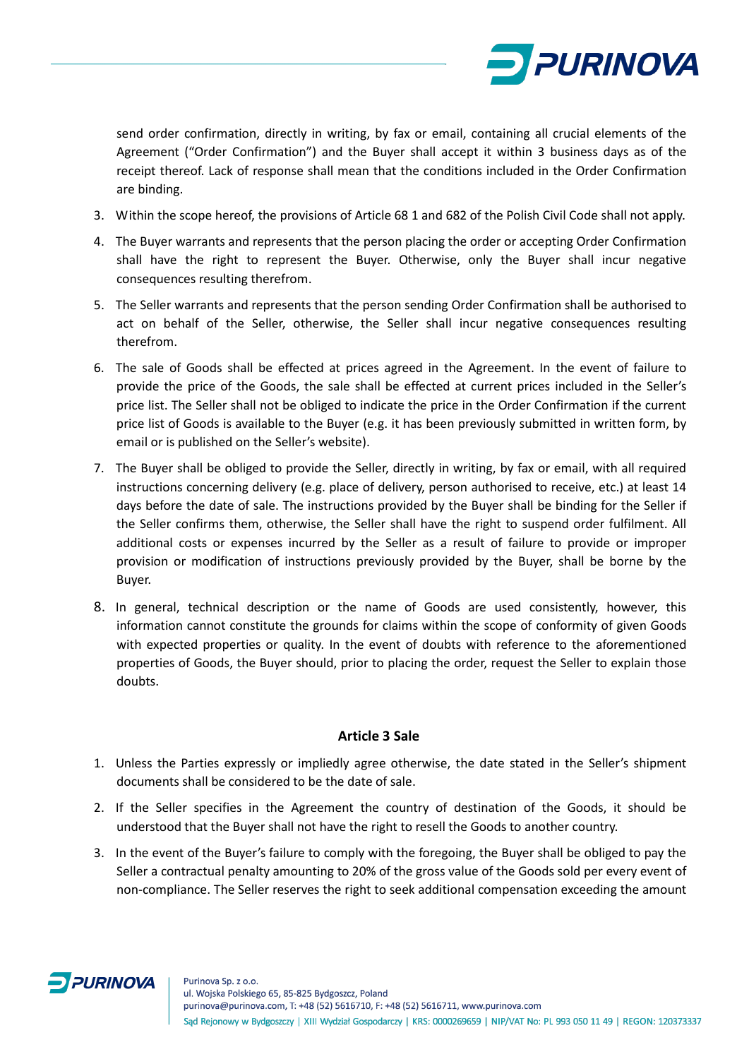send order confirmation, directly in writing, by fax or email, containing all crucial elements of the Agreement ("Order Confirmation") and the Buyer shall accept it within 3 business days as of the receipt thereof. Lack of response shall mean that the conditions included in the Order Confirmation are binding.

3. Within the scope hereof, the provisions of Article 68 1 and 682 of the Polish Civil Code shall not apply.
4. The Buyer warrants and represents that the person placing the order or accepting Order Confirmation shall have the right to represent the Buyer. Otherwise, only the Buyer shall incur negative consequences resulting therefrom.
5. The Seller warrants and represents that the person sending Order Confirmation shall be authorised to act on behalf of the Seller, otherwise, the Seller shall incur negative consequences resulting therefrom.
6. The sale of Goods shall be effected at prices agreed in the Agreement. In the event of failure to provide the price of the Goods, the sale shall be effected at current prices included in the Seller's price list. The Seller shall not be obliged to indicate the price in the Order Confirmation if the current price list of Goods is available to the Buyer (e.g. it has been previously submitted in written form, by email or is published on the Seller's website).
7. The Buyer shall be obliged to provide the Seller, directly in writing, by fax or email, with all required instructions concerning delivery (e.g. place of delivery, person authorised to receive, etc.) at least 14 days before the date of sale. The instructions provided by the Buyer shall be binding for the Seller if the Seller confirms them, otherwise, the Seller shall have the right to suspend order fulfilment. All additional costs or expenses incurred by the Seller as a result of failure to provide or improper provision or modification of instructions previously provided by the Buyer, shall be borne by the Buyer.
8. In general, technical description or the name of Goods are used consistently, however, this information cannot constitute the grounds for claims within the scope of conformity of given Goods with expected properties or quality. In the event of doubts with reference to the aforementioned properties of Goods, the Buyer should, prior to placing the order, request the Seller to explain those doubts.

## Article 3 Sale

1. Unless the Parties expressly or impliedly agree otherwise, the date stated in the Seller's shipment documents shall be considered to be the date of sale.
2. If the Seller specifies in the Agreement the country of destination of the Goods, it should be understood that the Buyer shall not have the right to resell the Goods to another country.
3. In the event of the Buyer's failure to comply with the foregoing, the Buyer shall be obliged to pay the Seller a contractual penalty amounting to 20% of the gross value of the Goods sold per every event of non-compliance. The Seller reserves the right to seek additional compensation exceeding the amount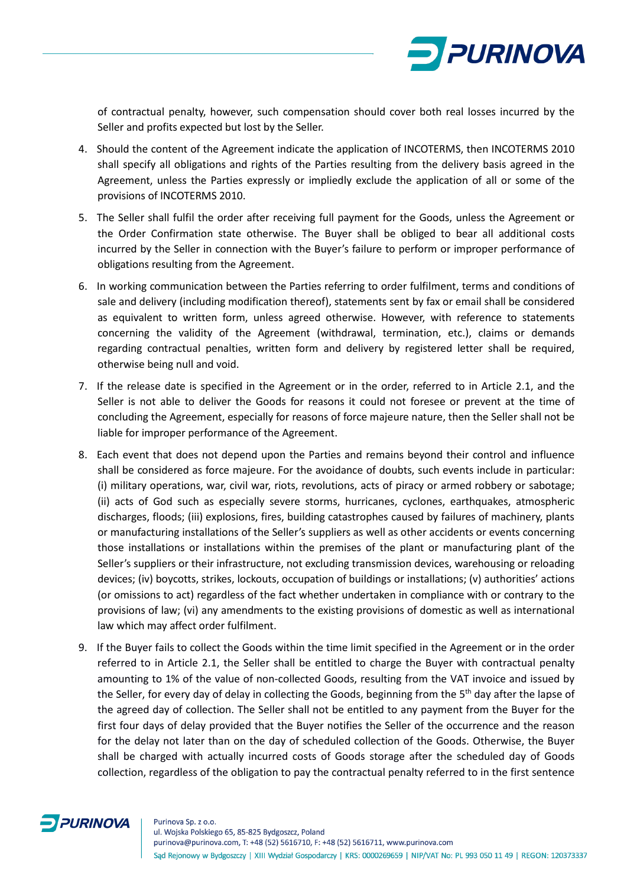of contractual penalty, however, such compensation should cover both real losses incurred by the Seller and profits expected but lost by the Seller.

4. Should the content of the Agreement indicate the application of INCOTERMS, then INCOTERMS 2010 shall specify all obligations and rights of the Parties resulting from the delivery basis agreed in the Agreement, unless the Parties expressly or impliedly exclude the application of all or some of the provisions of INCOTERMS 2010.
5. The Seller shall fulfil the order after receiving full payment for the Goods, unless the Agreement or the Order Confirmation state otherwise. The Buyer shall be obliged to bear all additional costs incurred by the Seller in connection with the Buyer's failure to perform or improper performance of obligations resulting from the Agreement.
6. In working communication between the Parties referring to order fulfilment, terms and conditions of sale and delivery (including modification thereof), statements sent by fax or email shall be considered as equivalent to written form, unless agreed otherwise. However, with reference to statements concerning the validity of the Agreement (withdrawal, termination, etc.), claims or demands regarding contractual penalties, written form and delivery by registered letter shall be required, otherwise being null and void.
7. If the release date is specified in the Agreement or in the order, referred to in Article 2.1, and the Seller is not able to deliver the Goods for reasons it could not foresee or prevent at the time of concluding the Agreement, especially for reasons of force majeure nature, then the Seller shall not be liable for improper performance of the Agreement.
8. Each event that does not depend upon the Parties and remains beyond their control and influence shall be considered as force majeure. For the avoidance of doubts, such events include in particular: (i) military operations, war, civil war, riots, revolutions, acts of piracy or armed robbery or sabotage; (ii) acts of God such as especially severe storms, hurricanes, cyclones, earthquakes, atmospheric discharges, floods; (iii) explosions, fires, building catastrophes caused by failures of machinery, plants or manufacturing installations of the Seller's suppliers as well as other accidents or events concerning those installations or installations within the premises of the plant or manufacturing plant of the Seller's suppliers or their infrastructure, not excluding transmission devices, warehousing or reloading devices; (iv) boycotts, strikes, lockouts, occupation of buildings or installations; (v) authorities' actions (or omissions to act) regardless of the fact whether undertaken in compliance with or contrary to the provisions of law; (vi) any amendments to the existing provisions of domestic as well as international law which may affect order fulfilment.
9. If the Buyer fails to collect the Goods within the time limit specified in the Agreement or in the order referred to in Article 2.1, the Seller shall be entitled to charge the Buyer with contractual penalty amounting to 1% of the value of non-collected Goods, resulting from the VAT invoice and issued by the Seller, for every day of delay in collecting the Goods, beginning from the 5th day after the lapse of the agreed day of collection. The Seller shall not be entitled to any payment from the Buyer for the first four days of delay provided that the Buyer notifies the Seller of the occurrence and the reason for the delay not later than on the day of scheduled collection of the Goods. Otherwise, the Buyer shall be charged with actually incurred costs of Goods storage after the scheduled day of Goods collection, regardless of the obligation to pay the contractual penalty referred to in the first sentence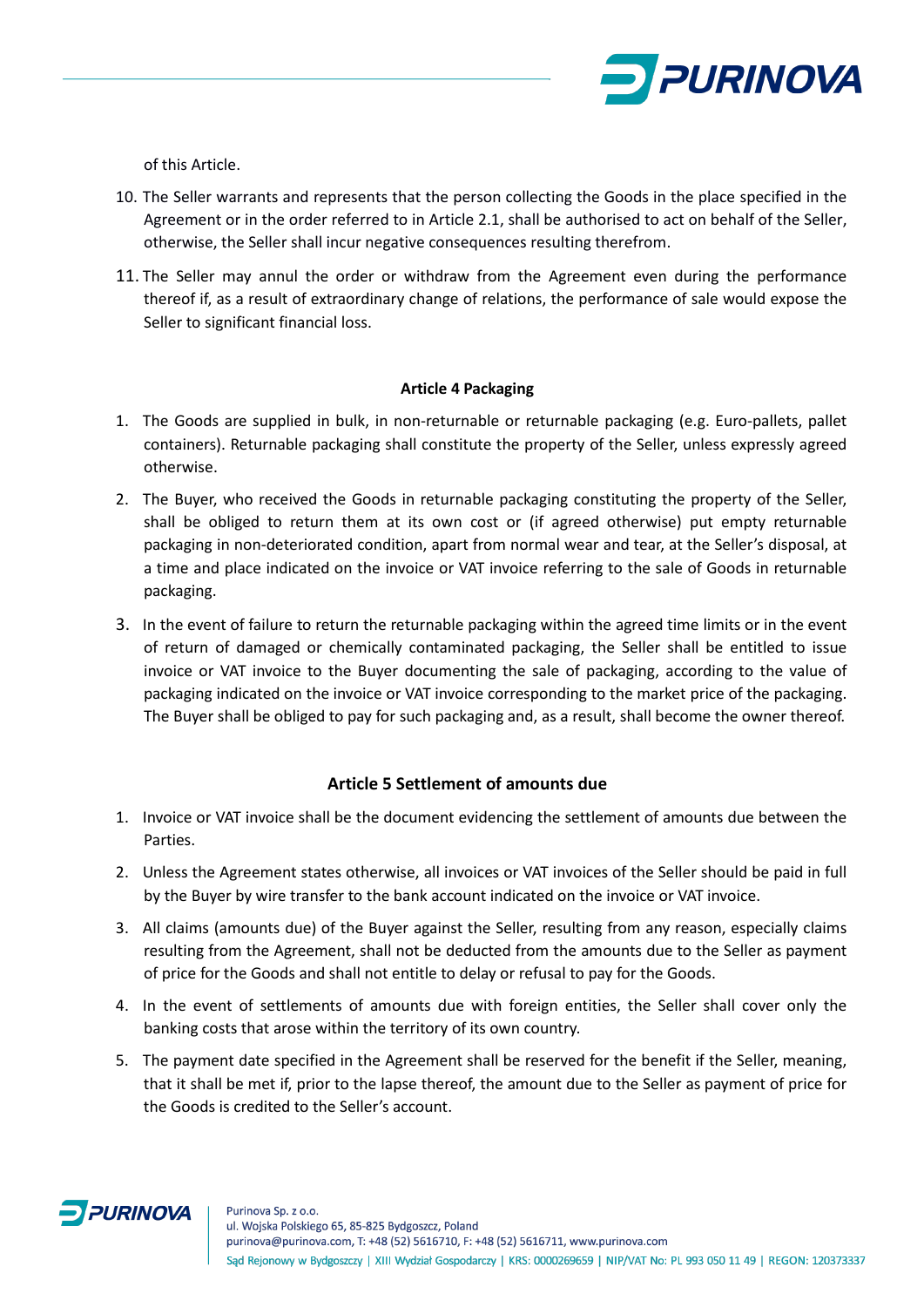of this Article.

10. The Seller warrants and represents that the person collecting the Goods in the place specified in the Agreement or in the order referred to in Article 2.1, shall be authorised to act on behalf of the Seller, otherwise, the Seller shall incur negative consequences resulting therefrom.

11. The Seller may annul the order or withdraw from the Agreement even during the performance thereof if, as a result of extraordinary change of relations, the performance of sale would expose the Seller to significant financial loss.

#### Article 4 Packaging

1. The Goods are supplied in bulk, in non-returnable or returnable packaging (e.g. Euro-pallets, pallet containers). Returnable packaging shall constitute the property of the Seller, unless expressly agreed otherwise.
2. The Buyer, who received the Goods in returnable packaging constituting the property of the Seller, shall be obliged to return them at its own cost or (if agreed otherwise) put empty returnable packaging in non-deteriorated condition, apart from normal wear and tear, at the Seller's disposal, at a time and place indicated on the invoice or VAT invoice referring to the sale of Goods in returnable packaging.
3. In the event of failure to return the returnable packaging within the agreed time limits or in the event of return of damaged or chemically contaminated packaging, the Seller shall be entitled to issue invoice or VAT invoice to the Buyer documenting the sale of packaging, according to the value of packaging indicated on the invoice or VAT invoice corresponding to the market price of the packaging. The Buyer shall be obliged to pay for such packaging and, as a result, shall become the owner thereof.

## Article 5 Settlement of amounts due

1. Invoice or VAT invoice shall be the document evidencing the settlement of amounts due between the Parties.
2. Unless the Agreement states otherwise, all invoices or VAT invoices of the Seller should be paid in full by the Buyer by wire transfer to the bank account indicated on the invoice or VAT invoice.
3. All claims (amounts due) of the Buyer against the Seller, resulting from any reason, especially claims resulting from the Agreement, shall not be deducted from the amounts due to the Seller as payment of price for the Goods and shall not entitle to delay or refusal to pay for the Goods.
4. In the event of settlements of amounts due with foreign entities, the Seller shall cover only the banking costs that arose within the territory of its own country.
5. The payment date specified in the Agreement shall be reserved for the benefit if the Seller, meaning, that it shall be met if, prior to the lapse thereof, the amount due to the Seller as payment of price for the Goods is credited to the Seller's account.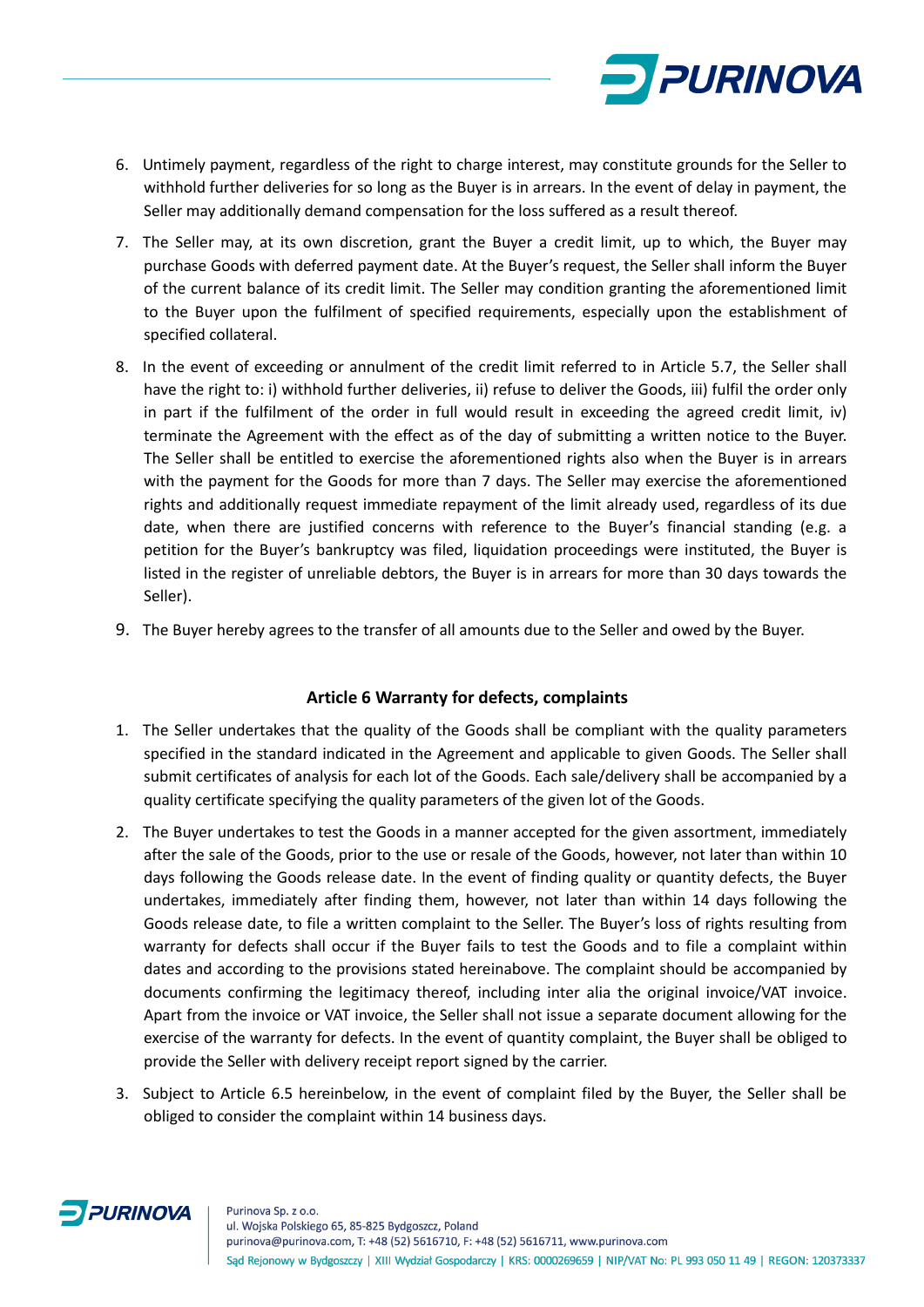6. Untimely payment, regardless of the right to charge interest, may constitute grounds for the Seller to withhold further deliveries for so long as the Buyer is in arrears. In the event of delay in payment, the Seller may additionally demand compensation for the loss suffered as a result thereof.
7. The Seller may, at its own discretion, grant the Buyer a credit limit, up to which, the Buyer may purchase Goods with deferred payment date. At the Buyer's request, the Seller shall inform the Buyer of the current balance of its credit limit. The Seller may condition granting the aforementioned limit to the Buyer upon the fulfilment of specified requirements, especially upon the establishment of specified collateral.
8. In the event of exceeding or annulment of the credit limit referred to in Article 5.7, the Seller shall have the right to: i) withhold further deliveries, ii) refuse to deliver the Goods, iii) fulfil the order only in part if the fulfilment of the order in full would result in exceeding the agreed credit limit, iv) terminate the Agreement with the effect as of the day of submitting a written notice to the Buyer. The Seller shall be entitled to exercise the aforementioned rights also when the Buyer is in arrears with the payment for the Goods for more than 7 days. The Seller may exercise the aforementioned rights and additionally request immediate repayment of the limit already used, regardless of its due date, when there are justified concerns with reference to the Buyer's financial standing (e.g. a petition for the Buyer's bankruptcy was filed, liquidation proceedings were instituted, the Buyer is listed in the register of unreliable debtors, the Buyer is in arrears for more than 30 days towards the Seller).
9. The Buyer hereby agrees to the transfer of all amounts due to the Seller and owed by the Buyer.

## Article 6 Warranty for defects, complaints

1. The Seller undertakes that the quality of the Goods shall be compliant with the quality parameters specified in the standard indicated in the Agreement and applicable to given Goods. The Seller shall submit certificates of analysis for each lot of the Goods. Each sale/delivery shall be accompanied by a quality certificate specifying the quality parameters of the given lot of the Goods.
2. The Buyer undertakes to test the Goods in a manner accepted for the given assortment, immediately after the sale of the Goods, prior to the use or resale of the Goods, however, not later than within 10 days following the Goods release date. In the event of finding quality or quantity defects, the Buyer undertakes, immediately after finding them, however, not later than within 14 days following the Goods release date, to file a written complaint to the Seller. The Buyer's loss of rights resulting from warranty for defects shall occur if the Buyer fails to test the Goods and to file a complaint within dates and according to the provisions stated hereinabove. The complaint should be accompanied by documents confirming the legitimacy thereof, including inter alia the original invoice/VAT invoice. Apart from the invoice or VAT invoice, the Seller shall not issue a separate document allowing for the exercise of the warranty for defects. In the event of quantity complaint, the Buyer shall be obliged to provide the Seller with delivery receipt report signed by the carrier.
3. Subject to Article 6.5 hereinbelow, in the event of complaint filed by the Buyer, the Seller shall be obliged to consider the complaint within 14 business days.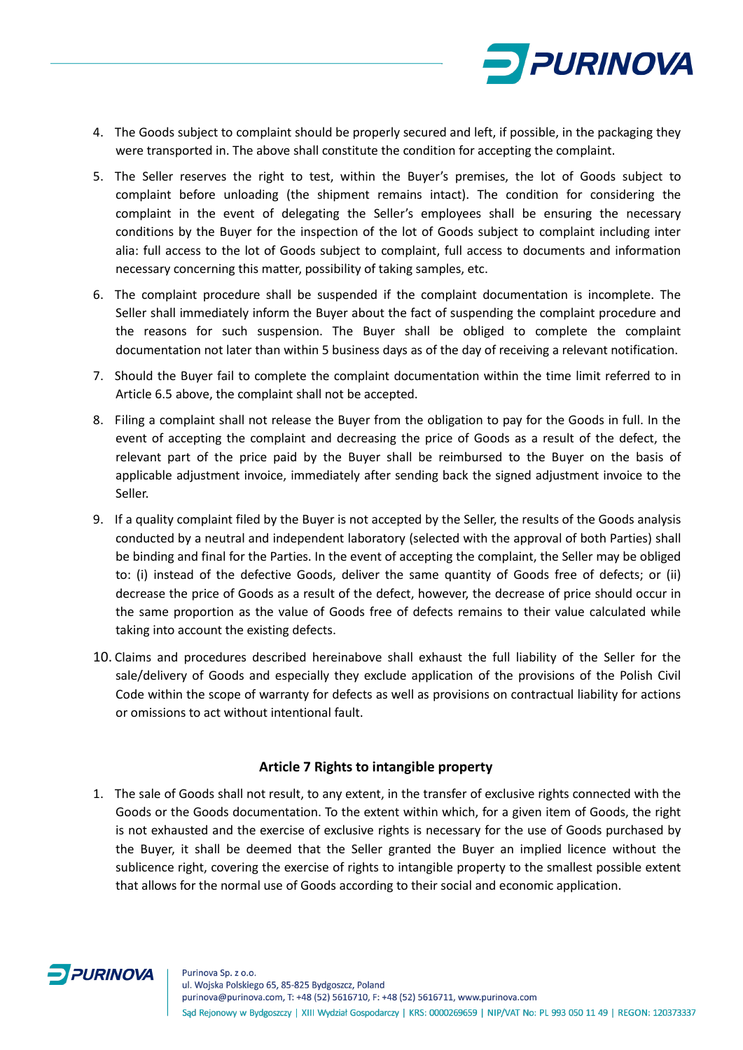4. The Goods subject to complaint should be properly secured and left, if possible, in the packaging they were transported in. The above shall constitute the condition for accepting the complaint.
5. The Seller reserves the right to test, within the Buyer's premises, the lot of Goods subject to complaint before unloading (the shipment remains intact). The condition for considering the complaint in the event of delegating the Seller's employees shall be ensuring the necessary conditions by the Buyer for the inspection of the lot of Goods subject to complaint including inter alia: full access to the lot of Goods subject to complaint, full access to documents and information necessary concerning this matter, possibility of taking samples, etc.
6. The complaint procedure shall be suspended if the complaint documentation is incomplete. The Seller shall immediately inform the Buyer about the fact of suspending the complaint procedure and the reasons for such suspension. The Buyer shall be obliged to complete the complaint documentation not later than within 5 business days as of the day of receiving a relevant notification.
7. Should the Buyer fail to complete the complaint documentation within the time limit referred to in Article 6.5 above, the complaint shall not be accepted.
8. Filing a complaint shall not release the Buyer from the obligation to pay for the Goods in full. In the event of accepting the complaint and decreasing the price of Goods as a result of the defect, the relevant part of the price paid by the Buyer shall be reimbursed to the Buyer on the basis of applicable adjustment invoice, immediately after sending back the signed adjustment invoice to the Seller.
9. If a quality complaint filed by the Buyer is not accepted by the Seller, the results of the Goods analysis conducted by a neutral and independent laboratory (selected with the approval of both Parties) shall be binding and final for the Parties. In the event of accepting the complaint, the Seller may be obliged to: (i) instead of the defective Goods, deliver the same quantity of Goods free of defects; or (ii) decrease the price of Goods as a result of the defect, however, the decrease of price should occur in the same proportion as the value of Goods free of defects remains to their value calculated while taking into account the existing defects.
10. Claims and procedures described hereinabove shall exhaust the full liability of the Seller for the sale/delivery of Goods and especially they exclude application of the provisions of the Polish Civil Code within the scope of warranty for defects as well as provisions on contractual liability for actions or omissions to act without intentional fault.

## Article 7 Rights to intangible property

1. The sale of Goods shall not result, to any extent, in the transfer of exclusive rights connected with the Goods or the Goods documentation. To the extent within which, for a given item of Goods, the right is not exhausted and the exercise of exclusive rights is necessary for the use of Goods purchased by the Buyer, it shall be deemed that the Seller granted the Buyer an implied licence without the sublicence right, covering the exercise of rights to intangible property to the smallest possible extent that allows for the normal use of Goods according to their social and economic application.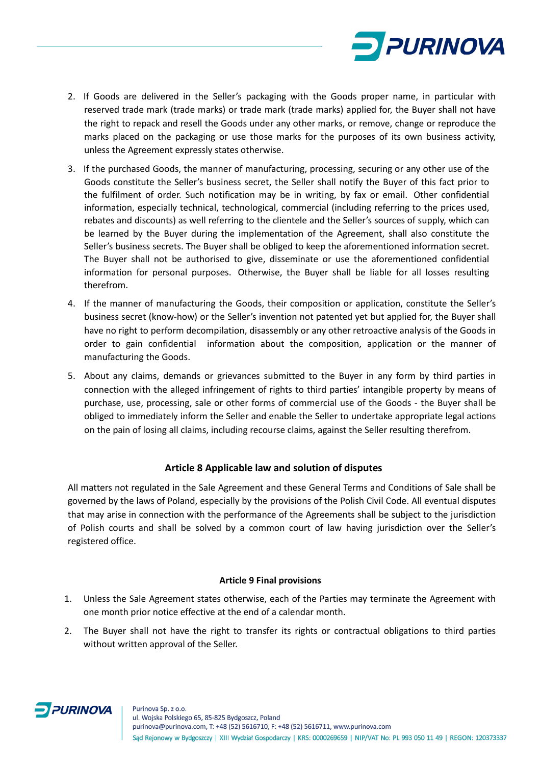2. If Goods are delivered in the Seller's packaging with the Goods proper name, in particular with reserved trade mark (trade marks) or trade mark (trade marks) applied for, the Buyer shall not have the right to repack and resell the Goods under any other marks, or remove, change or reproduce the marks placed on the packaging or use those marks for the purposes of its own business activity, unless the Agreement expressly states otherwise.
3. If the purchased Goods, the manner of manufacturing, processing, securing or any other use of the Goods constitute the Seller's business secret, the Seller shall notify the Buyer of this fact prior to the fulfilment of order. Such notification may be in writing, by fax or email. Other confidential information, especially technical, technological, commercial (including referring to the prices used, rebates and discounts) as well referring to the clientele and the Seller's sources of supply, which can be learned by the Buyer during the implementation of the Agreement, shall also constitute the Seller's business secrets. The Buyer shall be obliged to keep the aforementioned information secret. The Buyer shall not be authorised to give, disseminate or use the aforementioned confidential information for personal purposes. Otherwise, the Buyer shall be liable for all losses resulting therefrom.
4. If the manner of manufacturing the Goods, their composition or application, constitute the Seller's business secret (know-how) or the Seller's invention not patented yet but applied for, the Buyer shall have no right to perform decompilation, disassembly or any other retroactive analysis of the Goods in order to gain confidential information about the composition, application or the manner of manufacturing the Goods.
5. About any claims, demands or grievances submitted to the Buyer in any form by third parties in connection with the alleged infringement of rights to third parties' intangible property by means of purchase, use, processing, sale or other forms of commercial use of the Goods - the Buyer shall be obliged to immediately inform the Seller and enable the Seller to undertake appropriate legal actions on the pain of losing all claims, including recourse claims, against the Seller resulting therefrom.

## Article 8 Applicable law and solution of disputes

All matters not regulated in the Sale Agreement and these General Terms and Conditions of Sale shall be governed by the laws of Poland, especially by the provisions of the Polish Civil Code. All eventual disputes that may arise in connection with the performance of the Agreements shall be subject to the jurisdiction of Polish courts and shall be solved by a common court of law having jurisdiction over the Seller's registered office.

## Article 9 Final provisions

1. Unless the Sale Agreement states otherwise, each of the Parties may terminate the Agreement with one month prior notice effective at the end of a calendar month.
2. The Buyer shall not have the right to transfer its rights or contractual obligations to third parties without written approval of the Seller.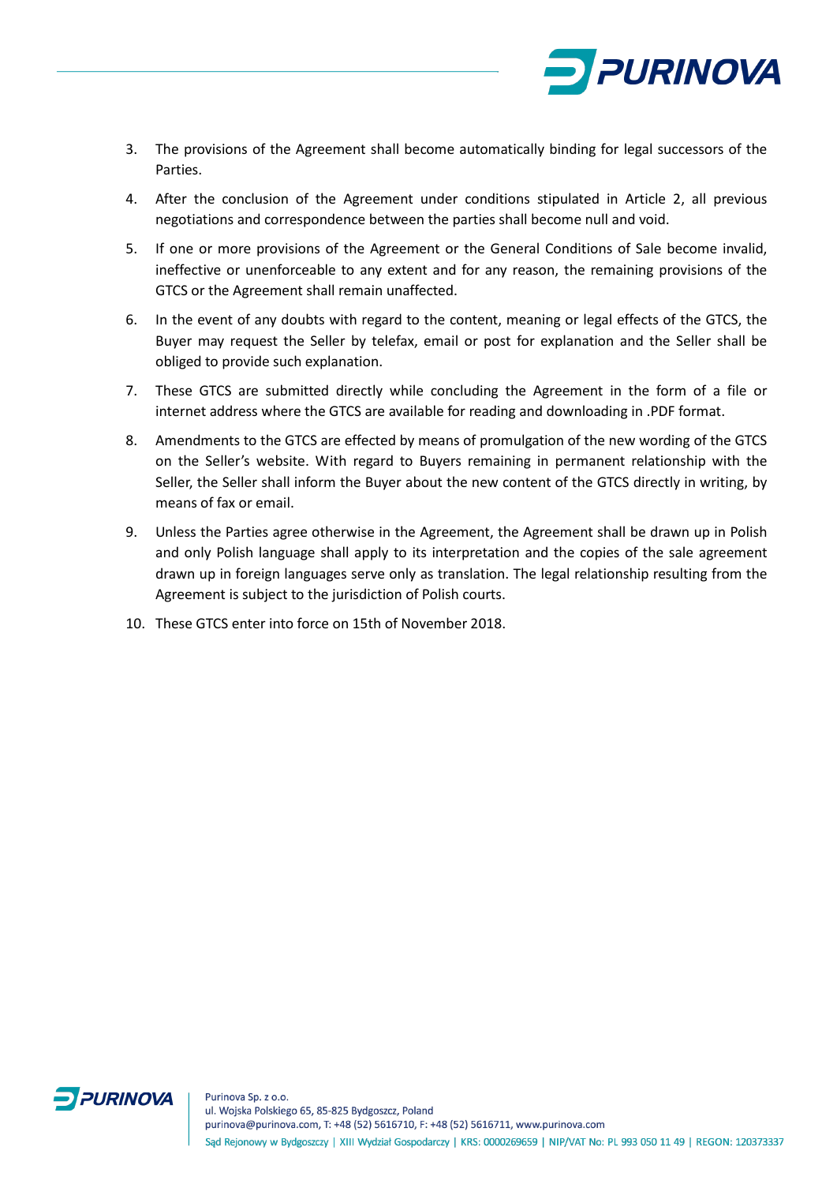3. The provisions of the Agreement shall become automatically binding for legal successors of the Parties.
4. After the conclusion of the Agreement under conditions stipulated in Article 2, all previous negotiations and correspondence between the parties shall become null and void.
5. If one or more provisions of the Agreement or the General Conditions of Sale become invalid, ineffective or unenforceable to any extent and for any reason, the remaining provisions of the GTCS or the Agreement shall remain unaffected.
6. In the event of any doubts with regard to the content, meaning or legal effects of the GTCS, the Buyer may request the Seller by telefax, email or post for explanation and the Seller shall be obliged to provide such explanation.
7. These GTCS are submitted directly while concluding the Agreement in the form of a file or internet address where the GTCS are available for reading and downloading in .PDF format.
8. Amendments to the GTCS are effected by means of promulgation of the new wording of the GTCS on the Seller's website. With regard to Buyers remaining in permanent relationship with the Seller, the Seller shall inform the Buyer about the new content of the GTCS directly in writing, by means of fax or email.
9. Unless the Parties agree otherwise in the Agreement, the Agreement shall be drawn up in Polish and only Polish language shall apply to its interpretation and the copies of the sale agreement drawn up in foreign languages serve only as translation. The legal relationship resulting from the Agreement is subject to the jurisdiction of Polish courts.
10. These GTCS enter into force on 15th of November 2018.